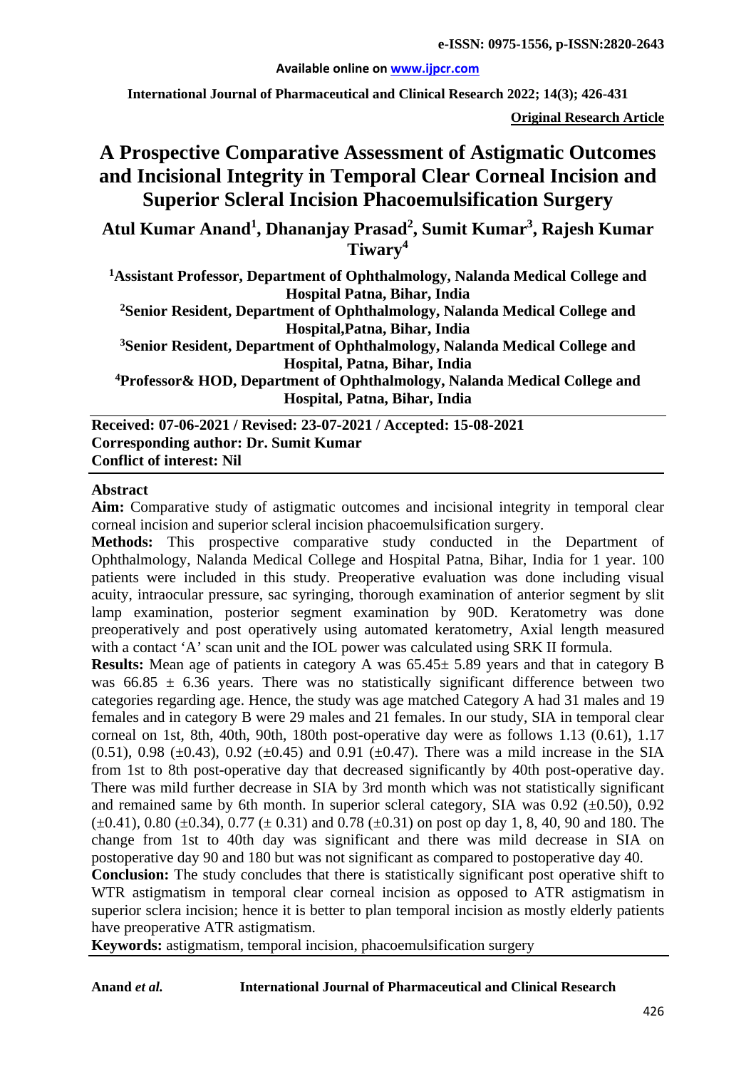**e-ISSN: 0975-1556, p-ISSN:2820-2643**

**Available online on www.ijpcr.com**

**Original Research Article**

# A Prospective Comparative Assessment of Astigmatic Outcomes and Incisional Integrity in Temporal Clear Corneal Incision and Superior Scleral Incision Phacoemulsification Surgery

**Atul Kumar Anand[1], Dhananjay Prasad[2], Sumit Kumar[3], Rajesh Kumar Tiwary[4]**

**[1]Assistant Professor, Department of Ophthalmology, Nalanda Medical College and Hospital Patna, Bihar, India**

**[2]Senior Resident, Department of Ophthalmology, Nalanda Medical College and Hospital,Patna, Bihar, India**

**[3]Senior Resident, Department of Ophthalmology, Nalanda Medical College and Hospital, Patna, Bihar, India**

**[4]Professor& HOD, Department of Ophthalmology, Nalanda Medical College and Hospital, Patna, Bihar, India**

**Received: 07-06-2021 / Revised: 23-07-2021 / Accepted: 15-08-2021**
**Corresponding author: Dr. Sumit Kumar**
**Conflict of interest: Nil**

## Abstract

**Aim:** Comparative study of astigmatic outcomes and incisional integrity in temporal clear corneal incision and superior scleral incision phacoemulsification surgery.

**Methods:** This prospective comparative study conducted in the Department of Ophthalmology, Nalanda Medical College and Hospital Patna, Bihar, India for 1 year. 100 patients were included in this study. Preoperative evaluation was done including visual acuity, intraocular pressure, sac syringing, thorough examination of anterior segment by slit lamp examination, posterior segment examination by 90D. Keratometry was done preoperatively and post operatively using automated keratometry, Axial length measured with a contact 'A' scan unit and the IOL power was calculated using SRK II formula.

**Results:** Mean age of patients in category A was 65.45± 5.89 years and that in category B was 66.85 ± 6.36 years. There was no statistically significant difference between two categories regarding age. Hence, the study was age matched Category A had 31 males and 19 females and in category B were 29 males and 21 females. In our study, SIA in temporal clear corneal on 1st, 8th, 40th, 90th, 180th post-operative day were as follows 1.13 (0.61), 1.17 (0.51), 0.98 (±0.43), 0.92 (±0.45) and 0.91 (±0.47). There was a mild increase in the SIA from 1st to 8th post-operative day that decreased significantly by 40th post-operative day. There was mild further decrease in SIA by 3rd month which was not statistically significant and remained same by 6th month. In superior scleral category, SIA was 0.92 (±0.50), 0.92 (±0.41), 0.80 (±0.34), 0.77 (± 0.31) and 0.78 (±0.31) on post op day 1, 8, 40, 90 and 180. The change from 1st to 40th day was significant and there was mild decrease in SIA on postoperative day 90 and 180 but was not significant as compared to postoperative day 40.

**Conclusion:** The study concludes that there is statistically significant post operative shift to WTR astigmatism in temporal clear corneal incision as opposed to ATR astigmatism in superior sclera incision; hence it is better to plan temporal incision as mostly elderly patients have preoperative ATR astigmatism.

**Keywords:** astigmatism, temporal incision, phacoemulsification surgery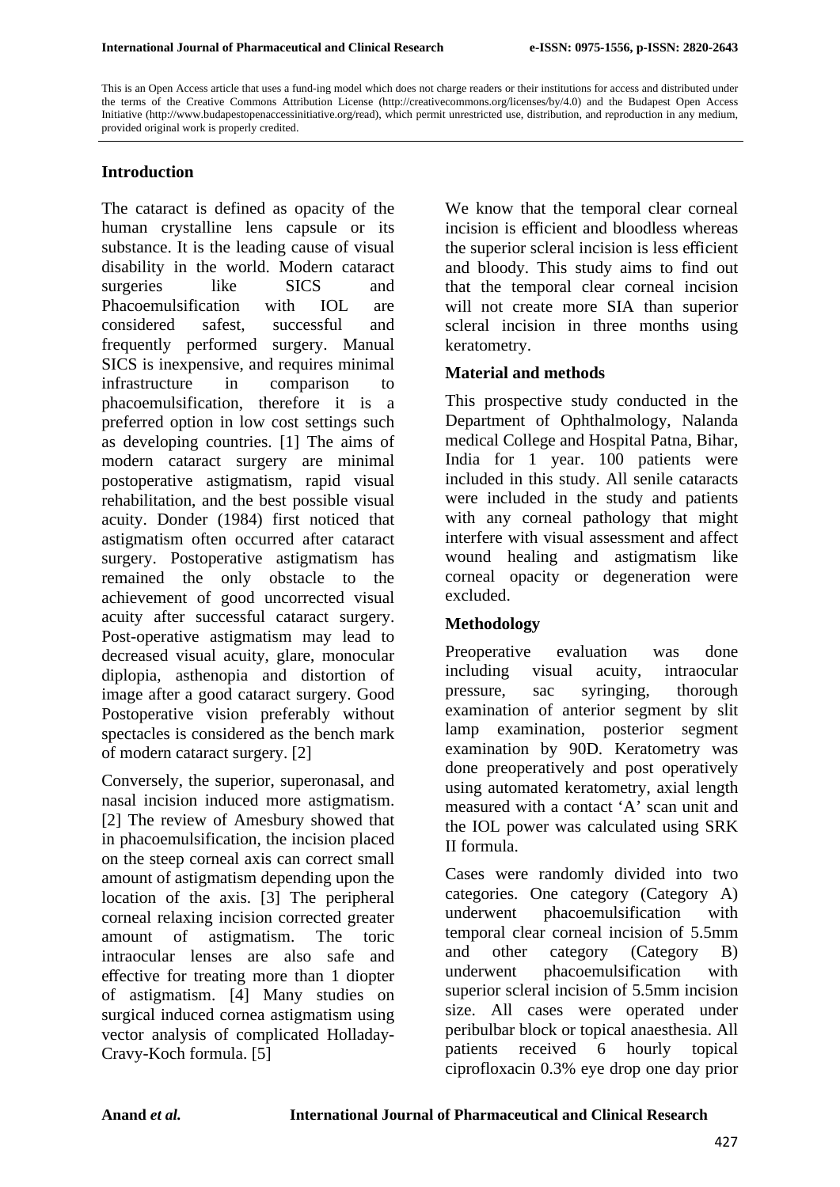This is an Open Access article that uses a fund-ing model which does not charge readers or their institutions for access and distributed under the terms of the Creative Commons Attribution License (http://creativecommons.org/licenses/by/4.0) and the Budapest Open Access Initiative (http://www.budapestopenaccessinitiative.org/read), which permit unrestricted use, distribution, and reproduction in any medium, provided original work is properly credited.

## Introduction

The cataract is defined as opacity of the human crystalline lens capsule or its substance. It is the leading cause of visual disability in the world. Modern cataract surgeries like SICS and Phacoemulsification with IOL are considered safest, successful and frequently performed surgery. Manual SICS is inexpensive, and requires minimal infrastructure in comparison to phacoemulsification, therefore it is a preferred option in low cost settings such as developing countries. [1] The aims of modern cataract surgery are minimal postoperative astigmatism, rapid visual rehabilitation, and the best possible visual acuity. Donder (1984) first noticed that astigmatism often occurred after cataract surgery. Postoperative astigmatism has remained the only obstacle to the achievement of good uncorrected visual acuity after successful cataract surgery. Post-operative astigmatism may lead to decreased visual acuity, glare, monocular diplopia, asthenopia and distortion of image after a good cataract surgery. Good Postoperative vision preferably without spectacles is considered as the bench mark of modern cataract surgery. [2]

Conversely, the superior, superonasal, and nasal incision induced more astigmatism. [2] The review of Amesbury showed that in phacoemulsification, the incision placed on the steep corneal axis can correct small amount of astigmatism depending upon the location of the axis. [3] The peripheral corneal relaxing incision corrected greater amount of astigmatism. The toric intraocular lenses are also safe and effective for treating more than 1 diopter of astigmatism. [4] Many studies on surgical induced cornea astigmatism using vector analysis of complicated Holladay-Cravy-Koch formula. [5]

We know that the temporal clear corneal incision is efficient and bloodless whereas the superior scleral incision is less efficient and bloody. This study aims to find out that the temporal clear corneal incision will not create more SIA than superior scleral incision in three months using keratometry.

## Material and methods

This prospective study conducted in the Department of Ophthalmology, Nalanda medical College and Hospital Patna, Bihar, India for 1 year. 100 patients were included in this study. All senile cataracts were included in the study and patients with any corneal pathology that might interfere with visual assessment and affect wound healing and astigmatism like corneal opacity or degeneration were excluded.

## Methodology

Preoperative evaluation was done including visual acuity, intraocular pressure, sac syringing, thorough examination of anterior segment by slit lamp examination, posterior segment examination by 90D. Keratometry was done preoperatively and post operatively using automated keratometry, axial length measured with a contact 'A' scan unit and the IOL power was calculated using SRK II formula.

Cases were randomly divided into two categories. One category (Category A) underwent phacoemulsification with temporal clear corneal incision of 5.5mm and other category (Category B) underwent phacoemulsification with superior scleral incision of 5.5mm incision size. All cases were operated under peribulbar block or topical anaesthesia. All patients received 6 hourly topical ciprofloxacin 0.3% eye drop one day prior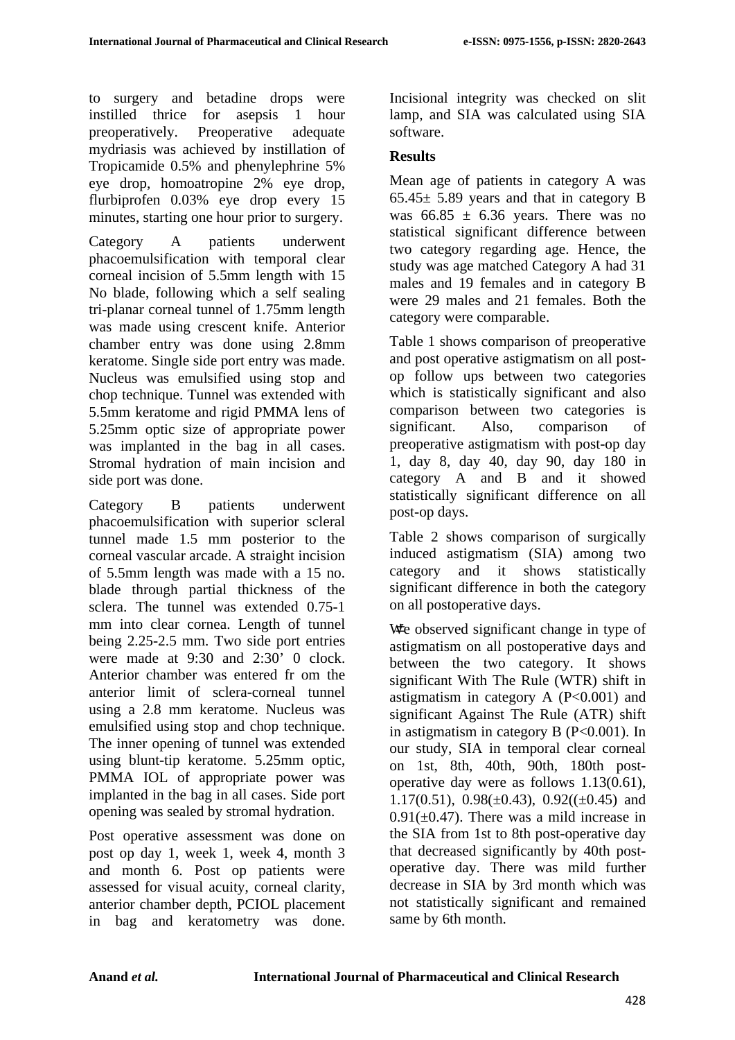to surgery and betadine drops were instilled thrice for asepsis 1 hour preoperatively. Preoperative adequate mydriasis was achieved by instillation of Tropicamide 0.5% and phenylephrine 5% eye drop, homoatropine 2% eye drop, flurbiprofen 0.03% eye drop every 15 minutes, starting one hour prior to surgery.

Category A patients underwent phacoemulsification with temporal clear corneal incision of 5.5mm length with 15 No blade, following which a self sealing tri-planar corneal tunnel of 1.75mm length was made using crescent knife. Anterior chamber entry was done using 2.8mm keratome. Single side port entry was made. Nucleus was emulsified using stop and chop technique. Tunnel was extended with 5.5mm keratome and rigid PMMA lens of 5.25mm optic size of appropriate power was implanted in the bag in all cases. Stromal hydration of main incision and side port was done.

Category B patients underwent phacoemulsification with superior scleral tunnel made 1.5 mm posterior to the corneal vascular arcade. A straight incision of 5.5mm length was made with a 15 no. blade through partial thickness of the sclera. The tunnel was extended 0.75-1 mm into clear cornea. Length of tunnel being 2.25-2.5 mm. Two side port entries were made at 9:30 and 2:30' 0 clock. Anterior chamber was entered fr om the anterior limit of sclera-corneal tunnel using a 2.8 mm keratome. Nucleus was emulsified using stop and chop technique. The inner opening of tunnel was extended using blunt-tip keratome. 5.25mm optic, PMMA IOL of appropriate power was implanted in the bag in all cases. Side port opening was sealed by stromal hydration.

Post operative assessment was done on post op day 1, week 1, week 4, month 3 and month 6. Post op patients were assessed for visual acuity, corneal clarity, anterior chamber depth, PCIOL placement in bag and keratometry was done. Incisional integrity was checked on slit lamp, and SIA was calculated using SIA software.

## Results

Mean age of patients in category A was 65.45± 5.89 years and that in category B was 66.85 ± 6.36 years. There was no statistical significant difference between two category regarding age. Hence, the study was age matched Category A had 31 males and 19 females and in category B were 29 males and 21 females. Both the category were comparable.

Table 1 shows comparison of preoperative and post operative astigmatism on all post-op follow ups between two categories which is statistically significant and also comparison between two categories is significant. Also, comparison of preoperative astigmatism with post-op day 1, day 8, day 40, day 90, day 180 in category A and B and it showed statistically significant difference on all post-op days.

Table 2 shows comparison of surgically induced astigmatism (SIA) among two category and it shows statistically significant difference in both the category on all postoperative days.

We observed significant change in type of astigmatism on all postoperative days and between the two category. It shows significant With The Rule (WTR) shift in astigmatism in category A (P<0.001) and significant Against The Rule (ATR) shift in astigmatism in category B (P<0.001). In our study, SIA in temporal clear corneal on 1st, 8th, 40th, 90th, 180th post-operative day were as follows 1.13(0.61), 1.17(0.51), 0.98(±0.43), 0.92((±0.45) and 0.91(±0.47). There was a mild increase in the SIA from 1st to 8th post-operative day that decreased significantly by 40th post-operative day. There was mild further decrease in SIA by 3rd month which was not statistically significant and remained same by 6th month.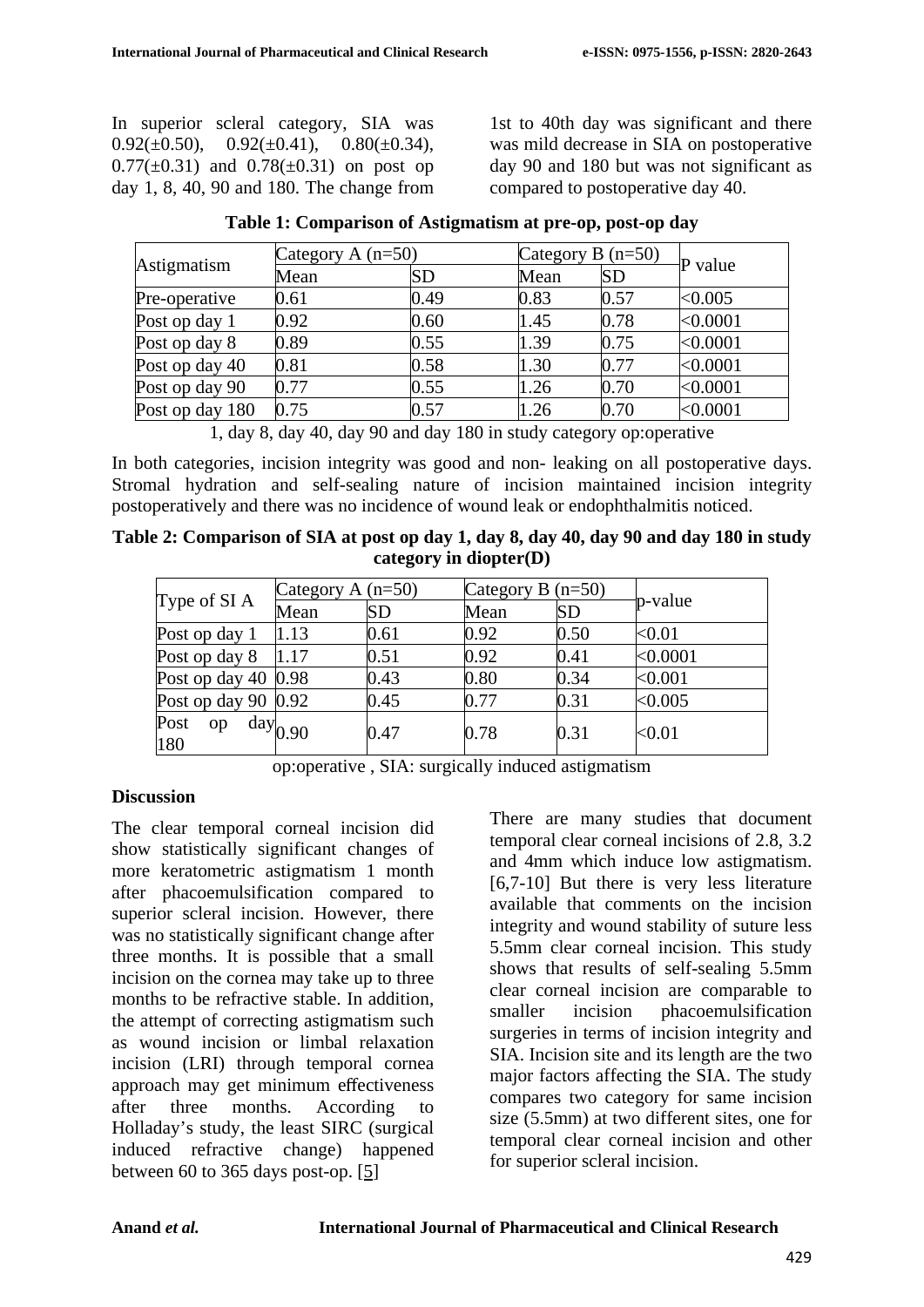In superior scleral category, SIA was 0.92(±0.50), 0.92(±0.41), 0.80(±0.34), 0.77(±0.31) and 0.78(±0.31) on post op day 1, 8, 40, 90 and 180. The change from 1st to 40th day was significant and there was mild decrease in SIA on postoperative day 90 and 180 but was not significant as compared to postoperative day 40.

**Table 1: Comparison of Astigmatism at pre-op, post-op day 1, day 8, day 40, day 90 and day 180 in study category**

| Astigmatism | Category A (n=50) | | Category B (n=50) | | P value |
|---|---|---|---|---|---|
| | Mean | SD | Mean | SD | |
| Pre-operative | 0.61 | 0.49 | 0.83 | 0.57 | <0.005 |
| Post op day 1 | 0.92 | 0.60 | 1.45 | 0.78 | <0.0001 |
| Post op day 8 | 0.89 | 0.55 | 1.39 | 0.75 | <0.0001 |
| Post op day 40 | 0.81 | 0.58 | 1.30 | 0.77 | <0.0001 |
| Post op day 90 | 0.77 | 0.55 | 1.26 | 0.70 | <0.0001 |
| Post op day 180 | 0.75 | 0.57 | 1.26 | 0.70 | <0.0001 |

op:operative

In both categories, incision integrity was good and non- leaking on all postoperative days. Stromal hydration and self-sealing nature of incision maintained incision integrity postoperatively and there was no incidence of wound leak or endophthalmitis noticed.

**Table 2: Comparison of SIA at post op day 1, day 8, day 40, day 90 and day 180 in study category in diopter(D)**

| Type of SI A | Category A (n=50) | | Category B (n=50) | | p-value |
|---|---|---|---|---|---|
| | Mean | SD | Mean | SD | |
| Post op day 1 | 1.13 | 0.61 | 0.92 | 0.50 | <0.01 |
| Post op day 8 | 1.17 | 0.51 | 0.92 | 0.41 | <0.0001 |
| Post op day 40 | 0.98 | 0.43 | 0.80 | 0.34 | <0.001 |
| Post op day 90 | 0.92 | 0.45 | 0.77 | 0.31 | <0.005 |
| Post op day 180 | 0.90 | 0.47 | 0.78 | 0.31 | <0.01 |

op:operative , SIA: surgically induced astigmatism

## Discussion

The clear temporal corneal incision did show statistically significant changes of more keratometric astigmatism 1 month after phacoemulsification compared to superior scleral incision. However, there was no statistically significant change after three months. It is possible that a small incision on the cornea may take up to three months to be refractive stable. In addition, the attempt of correcting astigmatism such as wound incision or limbal relaxation incision (LRI) through temporal cornea approach may get minimum effectiveness after three months. According to Holladay's study, the least SIRC (surgical induced refractive change) happened between 60 to 365 days post-op. [5]

There are many studies that document temporal clear corneal incisions of 2.8, 3.2 and 4mm which induce low astigmatism. [6,7-10] But there is very less literature available that comments on the incision integrity and wound stability of suture less 5.5mm clear corneal incision. This study shows that results of self-sealing 5.5mm clear corneal incision are comparable to smaller incision phacoemulsification surgeries in terms of incision integrity and SIA. Incision site and its length are the two major factors affecting the SIA. The study compares two category for same incision size (5.5mm) at two different sites, one for temporal clear corneal incision and other for superior scleral incision.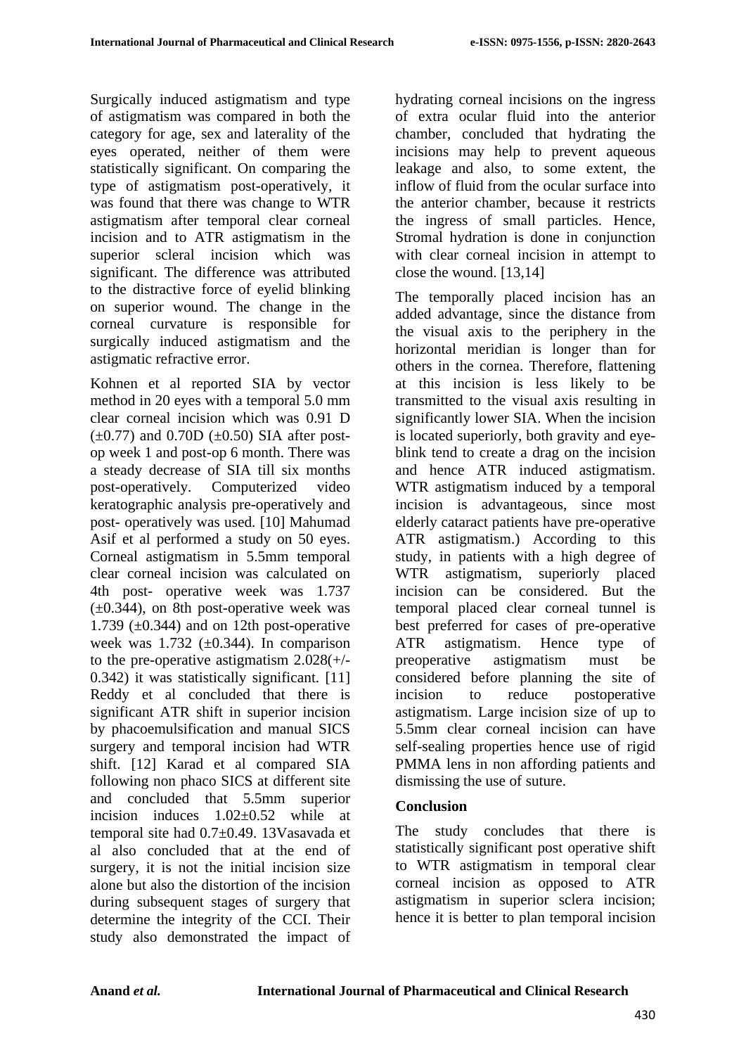Surgically induced astigmatism and type of astigmatism was compared in both the category for age, sex and laterality of the eyes operated, neither of them were statistically significant. On comparing the type of astigmatism post-operatively, it was found that there was change to WTR astigmatism after temporal clear corneal incision and to ATR astigmatism in the superior scleral incision which was significant. The difference was attributed to the distractive force of eyelid blinking on superior wound. The change in the corneal curvature is responsible for surgically induced astigmatism and the astigmatic refractive error.

Kohnen et al reported SIA by vector method in 20 eyes with a temporal 5.0 mm clear corneal incision which was 0.91 D (±0.77) and 0.70D (±0.50) SIA after post-op week 1 and post-op 6 month. There was a steady decrease of SIA till six months post-operatively. Computerized video keratographic analysis pre-operatively and post- operatively was used. [10] Mahumad Asif et al performed a study on 50 eyes. Corneal astigmatism in 5.5mm temporal clear corneal incision was calculated on 4th post- operative week was 1.737 (±0.344), on 8th post-operative week was 1.739 (±0.344) and on 12th post-operative week was 1.732 (±0.344). In comparison to the pre-operative astigmatism 2.028(+/- 0.342) it was statistically significant. [11] Reddy et al concluded that there is significant ATR shift in superior incision by phacoemulsification and manual SICS surgery and temporal incision had WTR shift. [12] Karad et al compared SIA following non phaco SICS at different site and concluded that 5.5mm superior incision induces 1.02±0.52 while at temporal site had 0.7±0.49. 13Vasavada et al also concluded that at the end of surgery, it is not the initial incision size alone but also the distortion of the incision during subsequent stages of surgery that determine the integrity of the CCI. Their study also demonstrated the impact of hydrating corneal incisions on the ingress of extra ocular fluid into the anterior chamber, concluded that hydrating the incisions may help to prevent aqueous leakage and also, to some extent, the inflow of fluid from the ocular surface into the anterior chamber, because it restricts the ingress of small particles. Hence, Stromal hydration is done in conjunction with clear corneal incision in attempt to close the wound. [13,14]

The temporally placed incision has an added advantage, since the distance from the visual axis to the periphery in the horizontal meridian is longer than for others in the cornea. Therefore, flattening at this incision is less likely to be transmitted to the visual axis resulting in significantly lower SIA. When the incision is located superiorly, both gravity and eye-blink tend to create a drag on the incision and hence ATR induced astigmatism. WTR astigmatism induced by a temporal incision is advantageous, since most elderly cataract patients have pre-operative ATR astigmatism.) According to this study, in patients with a high degree of WTR astigmatism, superiorly placed incision can be considered. But the temporal placed clear corneal tunnel is best preferred for cases of pre-operative ATR astigmatism. Hence type of preoperative astigmatism must be considered before planning the site of incision to reduce postoperative astigmatism. Large incision size of up to 5.5mm clear corneal incision can have self-sealing properties hence use of rigid PMMA lens in non affording patients and dismissing the use of suture.

## Conclusion

The study concludes that there is statistically significant post operative shift to WTR astigmatism in temporal clear corneal incision as opposed to ATR astigmatism in superior sclera incision; hence it is better to plan temporal incision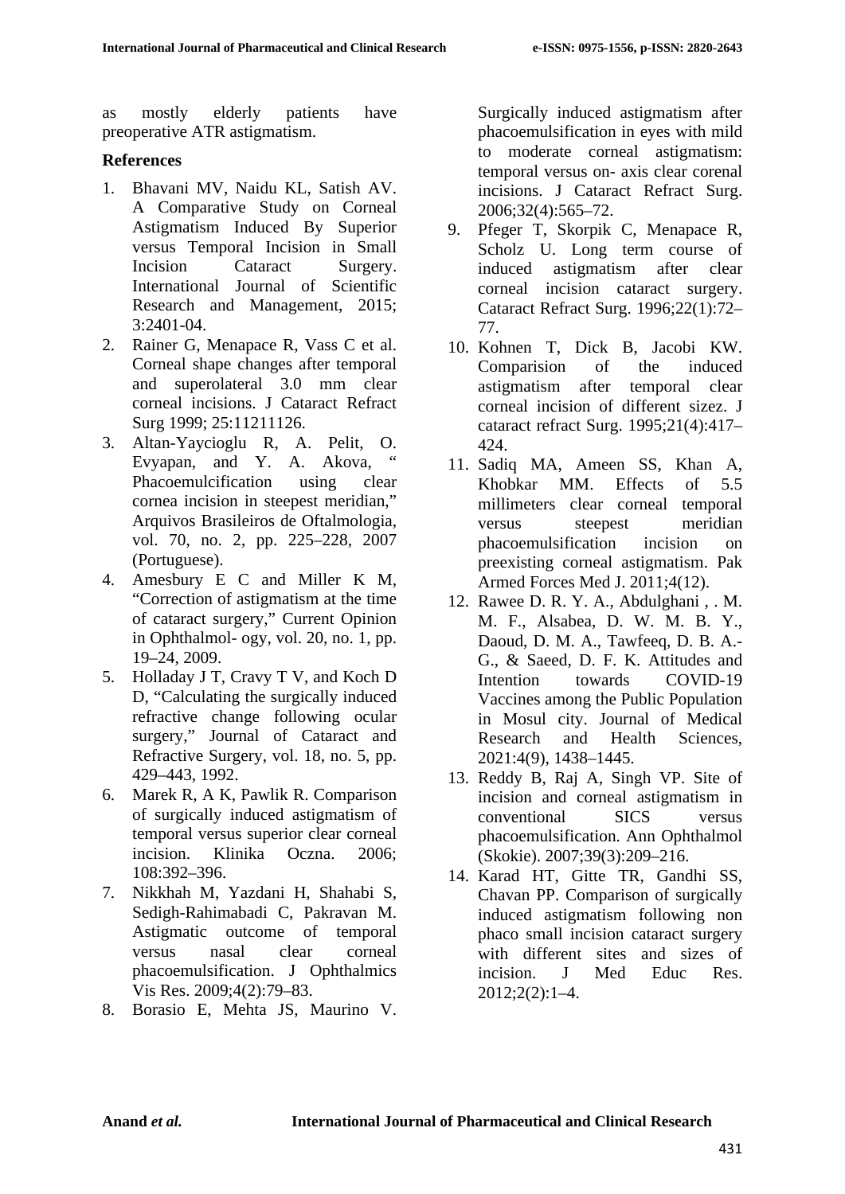as mostly elderly patients have preoperative ATR astigmatism.

## References

1. Bhavani MV, Naidu KL, Satish AV. A Comparative Study on Corneal Astigmatism Induced By Superior versus Temporal Incision in Small Incision Cataract Surgery. International Journal of Scientific Research and Management, 2015; 3:2401-04.
2. Rainer G, Menapace R, Vass C et al. Corneal shape changes after temporal and superolateral 3.0 mm clear corneal incisions. J Cataract Refract Surg 1999; 25:11211126.
3. Altan-Yaycioglu R, A. Pelit, O. Evyapan, and Y. A. Akova, " Phacoemulcification using clear cornea incision in steepest meridian," Arquivos Brasileiros de Oftalmologia, vol. 70, no. 2, pp. 225–228, 2007 (Portuguese).
4. Amesbury E C and Miller K M, "Correction of astigmatism at the time of cataract surgery," Current Opinion in Ophthalmol- ogy, vol. 20, no. 1, pp. 19–24, 2009.
5. Holladay J T, Cravy T V, and Koch D D, "Calculating the surgically induced refractive change following ocular surgery," Journal of Cataract and Refractive Surgery, vol. 18, no. 5, pp. 429–443, 1992.
6. Marek R, A K, Pawlik R. Comparison of surgically induced astigmatism of temporal versus superior clear corneal incision. Klinika Oczna. 2006; 108:392–396.
7. Nikkhah M, Yazdani H, Shahabi S, Sedigh-Rahimabadi C, Pakravan M. Astigmatic outcome of temporal versus nasal clear corneal phacoemulsification. J Ophthalmics Vis Res. 2009;4(2):79–83.
8. Borasio E, Mehta JS, Maurino V. Surgically induced astigmatism after phacoemulsification in eyes with mild to moderate corneal astigmatism: temporal versus on- axis clear corenal incisions. J Cataract Refract Surg. 2006;32(4):565–72.
9. Pfeger T, Skorpik C, Menapace R, Scholz U. Long term course of induced astigmatism after clear corneal incision cataract surgery. Cataract Refract Surg. 1996;22(1):72–77.
10. Kohnen T, Dick B, Jacobi KW. Comparision of the induced astigmatism after temporal clear corneal incision of different sizez. J cataract refract Surg. 1995;21(4):417–424.
11. Sadiq MA, Ameen SS, Khan A, Khobkar MM. Effects of 5.5 millimeters clear corneal temporal versus steepest meridian phacoemulsification incision on preexisting corneal astigmatism. Pak Armed Forces Med J. 2011;4(12).
12. Rawee D. R. Y. A., Abdulghani , . M. M. F., Alsabea, D. W. M. B. Y., Daoud, D. M. A., Tawfeeq, D. B. A.-G., & Saeed, D. F. K. Attitudes and Intention towards COVID-19 Vaccines among the Public Population in Mosul city. Journal of Medical Research and Health Sciences, 2021:4(9), 1438–1445.
13. Reddy B, Raj A, Singh VP. Site of incision and corneal astigmatism in conventional SICS versus phacoemulsification. Ann Ophthalmol (Skokie). 2007;39(3):209–216.
14. Karad HT, Gitte TR, Gandhi SS, Chavan PP. Comparison of surgically induced astigmatism following non phaco small incision cataract surgery with different sites and sizes of incision. J Med Educ Res. 2012;2(2):1–4.